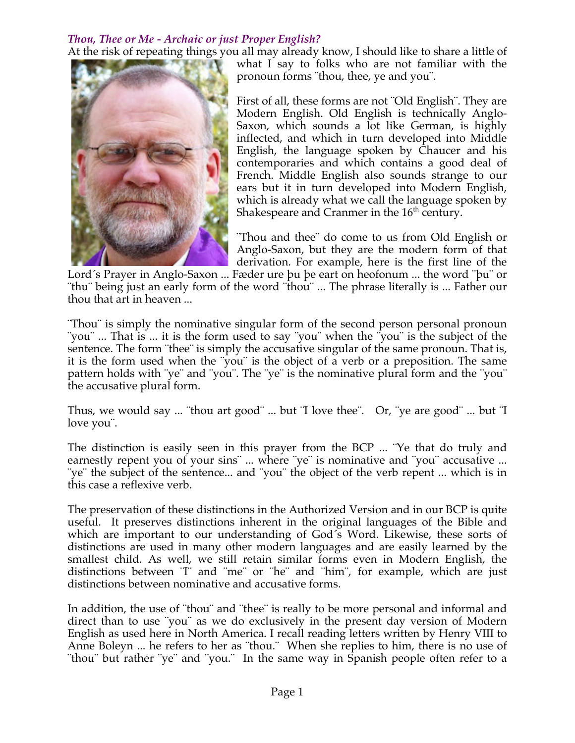***Thou, Thee or Me - Archaic or just Proper English?***

At the risk of repeating things you all may already know, I should like to share a little of what I say to folks who are not familiar with the pronoun forms ¨thou, thee, ye and you¨.

First of all, these forms are not ¨Old English¨. They are Modern English. Old English is technically Anglo-Saxon, which sounds a lot like German, is highly inflected, and which in turn developed into Middle English, the language spoken by Chaucer and his contemporaries and which contains a good deal of French. Middle English also sounds strange to our ears but it in turn developed into Modern English, which is already what we call the language spoken by Shakespeare and Cranmer in the 16th century.

¨Thou and thee¨ do come to us from Old English or Anglo-Saxon, but they are the modern form of that derivation. For example, here is the first line of the Lord´s Prayer in Anglo-Saxon ... Fæder ure þu þe eart on heofonum ... the word ¨þu¨ or ¨thu¨ being just an early form of the word ¨thou¨ ... The phrase literally is ... Father our thou that art in heaven ...

¨Thou¨ is simply the nominative singular form of the second person personal pronoun ¨you¨ ... That is ... it is the form used to say ¨you¨ when the ¨you¨ is the subject of the sentence. The form ¨thee¨ is simply the accusative singular of the same pronoun. That is, it is the form used when the ¨you¨ is the object of a verb or a preposition. The same pattern holds with ¨ye¨ and ¨you¨. The ¨ye¨ is the nominative plural form and the ¨you¨ the accusative plural form.

Thus, we would say ... ¨thou art good¨ ... but ¨I love thee¨. Or, ¨ye are good¨ ... but ¨I love you¨.

The distinction is easily seen in this prayer from the BCP ... ¨Ye that do truly and earnestly repent you of your sins¨ ... where ¨ye¨ is nominative and ¨you¨ accusative ... ¨ye¨ the subject of the sentence... and ¨you¨ the object of the verb repent ... which is in this case a reflexive verb.

The preservation of these distinctions in the Authorized Version and in our BCP is quite useful. It preserves distinctions inherent in the original languages of the Bible and which are important to our understanding of God´s Word. Likewise, these sorts of distinctions are used in many other modern languages and are easily learned by the smallest child. As well, we still retain similar forms even in Modern English, the distinctions between ¨I¨ and ¨me¨ or ¨he¨ and ¨him¨, for example, which are just distinctions between nominative and accusative forms.

In addition, the use of ¨thou¨ and ¨thee¨ is really to be more personal and informal and direct than to use ¨you¨ as we do exclusively in the present day version of Modern English as used here in North America. I recall reading letters written by Henry VIII to Anne Boleyn ... he refers to her as ¨thou.¨ When she replies to him, there is no use of ¨thou¨ but rather ¨ye¨ and ¨you.¨ In the same way in Spanish people often refer to a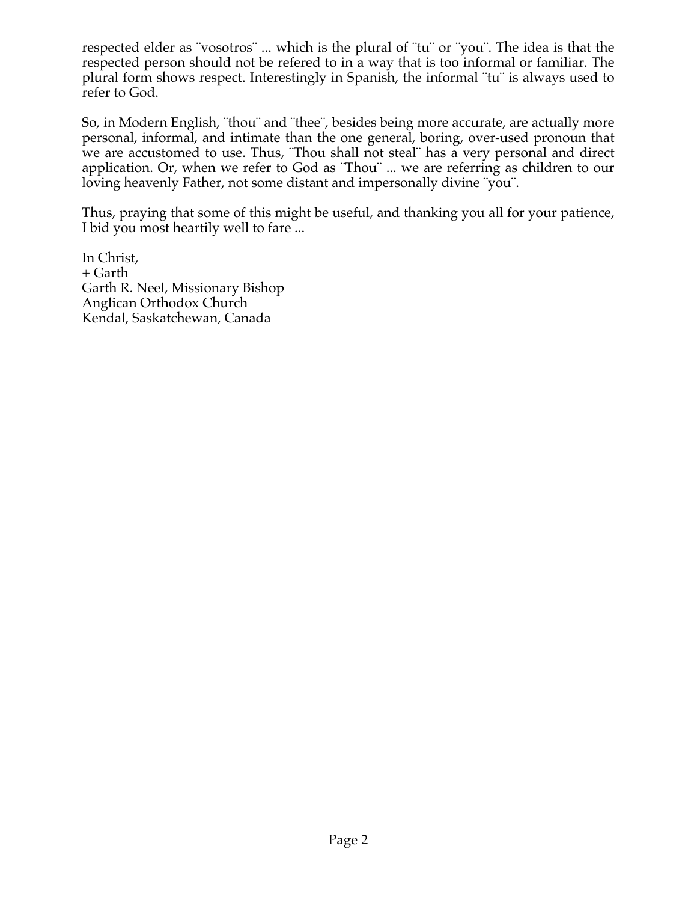respected elder as ¨vosotros¨ ... which is the plural of ¨tu¨ or ¨you¨. The idea is that the respected person should not be refered to in a way that is too informal or familiar. The plural form shows respect. Interestingly in Spanish, the informal ¨tu¨ is always used to refer to God.

So, in Modern English, ¨thou¨ and ¨thee¨, besides being more accurate, are actually more personal, informal, and intimate than the one general, boring, over-used pronoun that we are accustomed to use. Thus, ¨Thou shall not steal¨ has a very personal and direct application. Or, when we refer to God as ¨Thou¨ ... we are referring as children to our loving heavenly Father, not some distant and impersonally divine ¨you¨.

Thus, praying that some of this might be useful, and thanking you all for your patience, I bid you most heartily well to fare ...

In Christ,  
+ Garth  
Garth R. Neel, Missionary Bishop  
Anglican Orthodox Church  
Kendal, Saskatchewan, Canada